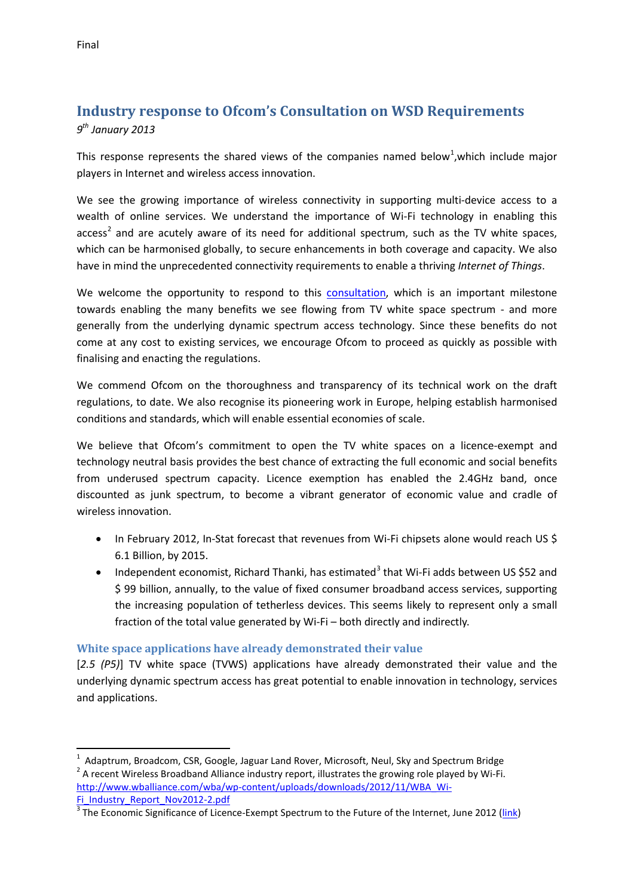Final

# Industry response to Ofcom's Consultation on WSD Requirements

*9th January 2013*

This response represents the shared views of the companies named below[1],which include major players in Internet and wireless access innovation.

We see the growing importance of wireless connectivity in supporting multi-device access to a wealth of online services. We understand the importance of Wi-Fi technology in enabling this access[2] and are acutely aware of its need for additional spectrum, such as the TV white spaces, which can be harmonised globally, to secure enhancements in both coverage and capacity. We also have in mind the unprecedented connectivity requirements to enable a thriving *Internet of Things*.

We welcome the opportunity to respond to this consultation, which is an important milestone towards enabling the many benefits we see flowing from TV white space spectrum - and more generally from the underlying dynamic spectrum access technology. Since these benefits do not come at any cost to existing services, we encourage Ofcom to proceed as quickly as possible with finalising and enacting the regulations.

We commend Ofcom on the thoroughness and transparency of its technical work on the draft regulations, to date. We also recognise its pioneering work in Europe, helping establish harmonised conditions and standards, which will enable essential economies of scale.

We believe that Ofcom's commitment to open the TV white spaces on a licence-exempt and technology neutral basis provides the best chance of extracting the full economic and social benefits from underused spectrum capacity. Licence exemption has enabled the 2.4GHz band, once discounted as junk spectrum, to become a vibrant generator of economic value and cradle of wireless innovation.

- In February 2012, In-Stat forecast that revenues from Wi-Fi chipsets alone would reach US $ 6.1 Billion, by 2015.
- Independent economist, Richard Thanki, has estimated[3] that Wi-Fi adds between US $52 and $ 99 billion, annually, to the value of fixed consumer broadband access services, supporting the increasing population of tetherless devices. This seems likely to represent only a small fraction of the total value generated by Wi-Fi – both directly and indirectly.

## White space applications have already demonstrated their value

[*2.5 (P5)*] TV white space (TVWS) applications have already demonstrated their value and the underlying dynamic spectrum access has great potential to enable innovation in technology, services and applications.

---

[1] Adaptrum, Broadcom, CSR, Google, Jaguar Land Rover, Microsoft, Neul, Sky and Spectrum Bridge

[2] A recent Wireless Broadband Alliance industry report, illustrates the growing role played by Wi-Fi. http://www.wballiance.com/wba/wp-content/uploads/downloads/2012/11/WBA_Wi-Fi_Industry_Report_Nov2012-2.pdf

[3] The Economic Significance of Licence-Exempt Spectrum to the Future of the Internet, June 2012 (link)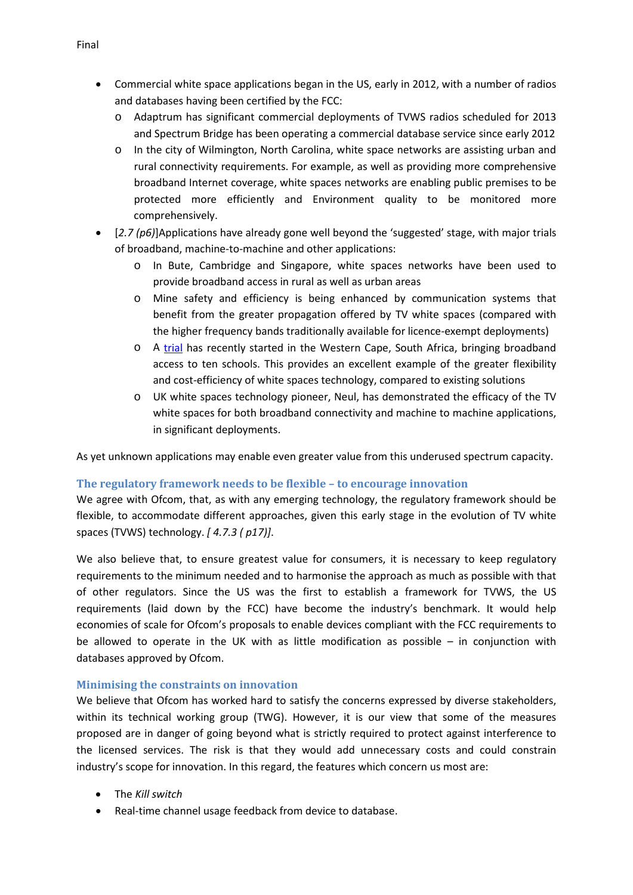- Commercial white space applications began in the US, early in 2012, with a number of radios and databases having been certified by the FCC:
  - Adaptrum has significant commercial deployments of TVWS radios scheduled for 2013 and Spectrum Bridge has been operating a commercial database service since early 2012
  - In the city of Wilmington, North Carolina, white space networks are assisting urban and rural connectivity requirements. For example, as well as providing more comprehensive broadband Internet coverage, white spaces networks are enabling public premises to be protected more efficiently and Environment quality to be monitored more comprehensively.
- [*2.7 (p6)*]Applications have already gone well beyond the 'suggested' stage, with major trials of broadband, machine-to-machine and other applications:
  - In Bute, Cambridge and Singapore, white spaces networks have been used to provide broadband access in rural as well as urban areas
  - Mine safety and efficiency is being enhanced by communication systems that benefit from the greater propagation offered by TV white spaces (compared with the higher frequency bands traditionally available for licence-exempt deployments)
  - A trial has recently started in the Western Cape, South Africa, bringing broadband access to ten schools. This provides an excellent example of the greater flexibility and cost-efficiency of white spaces technology, compared to existing solutions
  - UK white spaces technology pioneer, Neul, has demonstrated the efficacy of the TV white spaces for both broadband connectivity and machine to machine applications, in significant deployments.

As yet unknown applications may enable even greater value from this underused spectrum capacity.

### The regulatory framework needs to be flexible – to encourage innovation

We agree with Ofcom, that, as with any emerging technology, the regulatory framework should be flexible, to accommodate different approaches, given this early stage in the evolution of TV white spaces (TVWS) technology. *[ 4.7.3 ( p17)]*.

We also believe that, to ensure greatest value for consumers, it is necessary to keep regulatory requirements to the minimum needed and to harmonise the approach as much as possible with that of other regulators. Since the US was the first to establish a framework for TVWS, the US requirements (laid down by the FCC) have become the industry's benchmark. It would help economies of scale for Ofcom's proposals to enable devices compliant with the FCC requirements to be allowed to operate in the UK with as little modification as possible – in conjunction with databases approved by Ofcom.

### Minimising the constraints on innovation

We believe that Ofcom has worked hard to satisfy the concerns expressed by diverse stakeholders, within its technical working group (TWG). However, it is our view that some of the measures proposed are in danger of going beyond what is strictly required to protect against interference to the licensed services. The risk is that they would add unnecessary costs and could constrain industry's scope for innovation. In this regard, the features which concern us most are:

- The *Kill switch*
- Real-time channel usage feedback from device to database.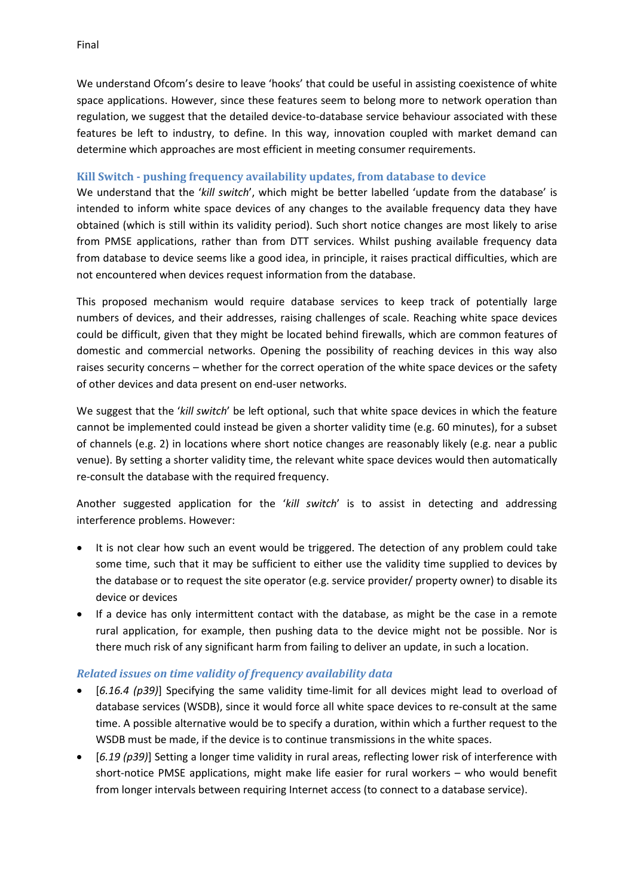We understand Ofcom's desire to leave 'hooks' that could be useful in assisting coexistence of white space applications. However, since these features seem to belong more to network operation than regulation, we suggest that the detailed device-to-database service behaviour associated with these features be left to industry, to define. In this way, innovation coupled with market demand can determine which approaches are most efficient in meeting consumer requirements.

### Kill Switch - pushing frequency availability updates, from database to device

We understand that the '*kill switch*', which might be better labelled 'update from the database' is intended to inform white space devices of any changes to the available frequency data they have obtained (which is still within its validity period). Such short notice changes are most likely to arise from PMSE applications, rather than from DTT services. Whilst pushing available frequency data from database to device seems like a good idea, in principle, it raises practical difficulties, which are not encountered when devices request information from the database.

This proposed mechanism would require database services to keep track of potentially large numbers of devices, and their addresses, raising challenges of scale. Reaching white space devices could be difficult, given that they might be located behind firewalls, which are common features of domestic and commercial networks. Opening the possibility of reaching devices in this way also raises security concerns – whether for the correct operation of the white space devices or the safety of other devices and data present on end-user networks.

We suggest that the '*kill switch*' be left optional, such that white space devices in which the feature cannot be implemented could instead be given a shorter validity time (e.g. 60 minutes), for a subset of channels (e.g. 2) in locations where short notice changes are reasonably likely (e.g. near a public venue). By setting a shorter validity time, the relevant white space devices would then automatically re-consult the database with the required frequency.

Another suggested application for the '*kill switch*' is to assist in detecting and addressing interference problems. However:

- It is not clear how such an event would be triggered. The detection of any problem could take some time, such that it may be sufficient to either use the validity time supplied to devices by the database or to request the site operator (e.g. service provider/ property owner) to disable its device or devices
- If a device has only intermittent contact with the database, as might be the case in a remote rural application, for example, then pushing data to the device might not be possible. Nor is there much risk of any significant harm from failing to deliver an update, in such a location.

#### *Related issues on time validity of frequency availability data*

- [*6.16.4 (p39)*] Specifying the same validity time-limit for all devices might lead to overload of database services (WSDB), since it would force all white space devices to re-consult at the same time. A possible alternative would be to specify a duration, within which a further request to the WSDB must be made, if the device is to continue transmissions in the white spaces.
- [*6.19 (p39)*] Setting a longer time validity in rural areas, reflecting lower risk of interference with short-notice PMSE applications, might make life easier for rural workers – who would benefit from longer intervals between requiring Internet access (to connect to a database service).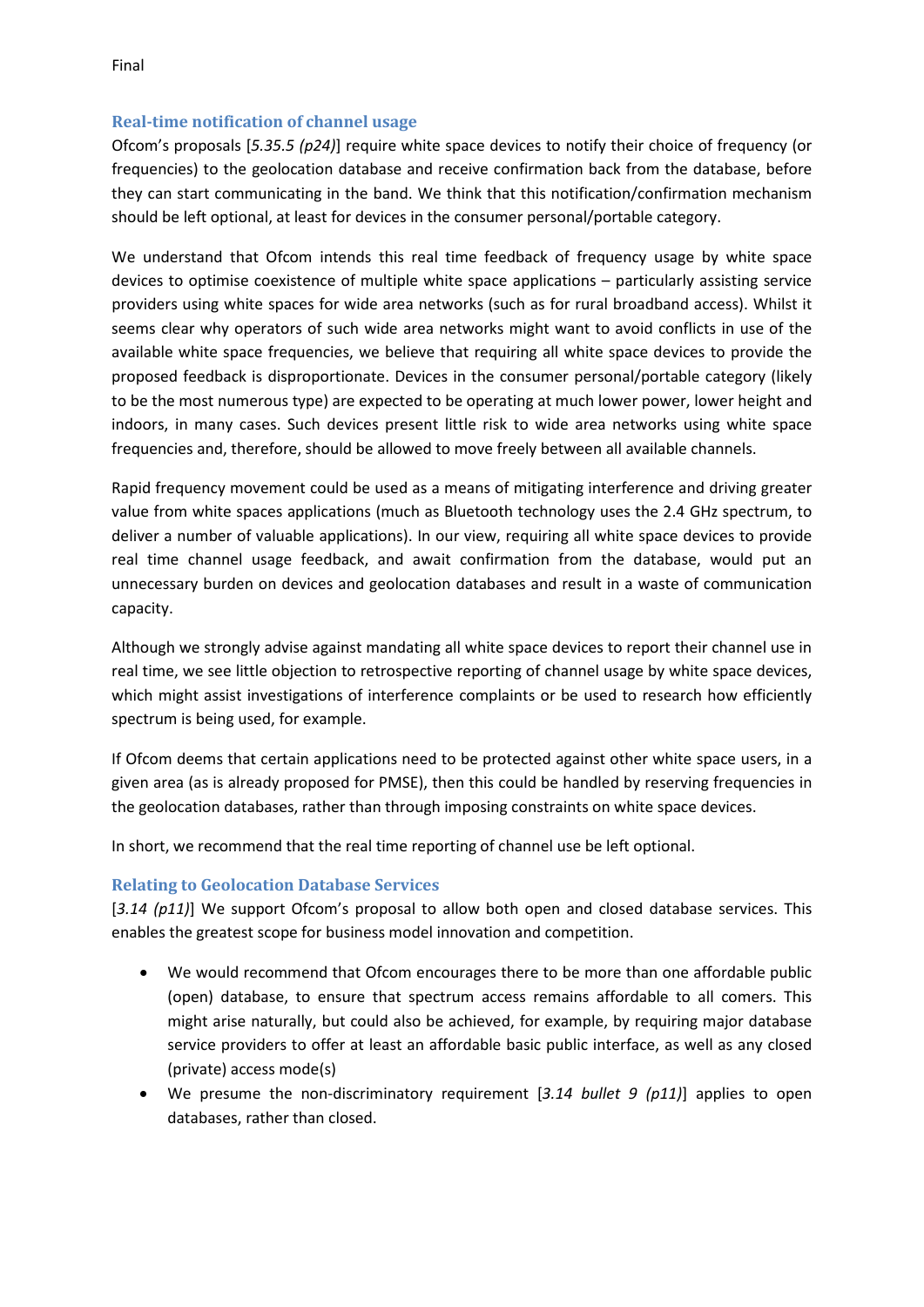## Real-time notification of channel usage

Ofcom's proposals [*5.35.5 (p24)*] require white space devices to notify their choice of frequency (or frequencies) to the geolocation database and receive confirmation back from the database, before they can start communicating in the band. We think that this notification/confirmation mechanism should be left optional, at least for devices in the consumer personal/portable category.

We understand that Ofcom intends this real time feedback of frequency usage by white space devices to optimise coexistence of multiple white space applications – particularly assisting service providers using white spaces for wide area networks (such as for rural broadband access). Whilst it seems clear why operators of such wide area networks might want to avoid conflicts in use of the available white space frequencies, we believe that requiring all white space devices to provide the proposed feedback is disproportionate. Devices in the consumer personal/portable category (likely to be the most numerous type) are expected to be operating at much lower power, lower height and indoors, in many cases. Such devices present little risk to wide area networks using white space frequencies and, therefore, should be allowed to move freely between all available channels.

Rapid frequency movement could be used as a means of mitigating interference and driving greater value from white spaces applications (much as Bluetooth technology uses the 2.4 GHz spectrum, to deliver a number of valuable applications). In our view, requiring all white space devices to provide real time channel usage feedback, and await confirmation from the database, would put an unnecessary burden on devices and geolocation databases and result in a waste of communication capacity.

Although we strongly advise against mandating all white space devices to report their channel use in real time, we see little objection to retrospective reporting of channel usage by white space devices, which might assist investigations of interference complaints or be used to research how efficiently spectrum is being used, for example.

If Ofcom deems that certain applications need to be protected against other white space users, in a given area (as is already proposed for PMSE), then this could be handled by reserving frequencies in the geolocation databases, rather than through imposing constraints on white space devices.

In short, we recommend that the real time reporting of channel use be left optional.

## Relating to Geolocation Database Services

[*3.14 (p11)*] We support Ofcom's proposal to allow both open and closed database services. This enables the greatest scope for business model innovation and competition.

- We would recommend that Ofcom encourages there to be more than one affordable public (open) database, to ensure that spectrum access remains affordable to all comers. This might arise naturally, but could also be achieved, for example, by requiring major database service providers to offer at least an affordable basic public interface, as well as any closed (private) access mode(s)
- We presume the non-discriminatory requirement [*3.14 bullet 9 (p11)*] applies to open databases, rather than closed.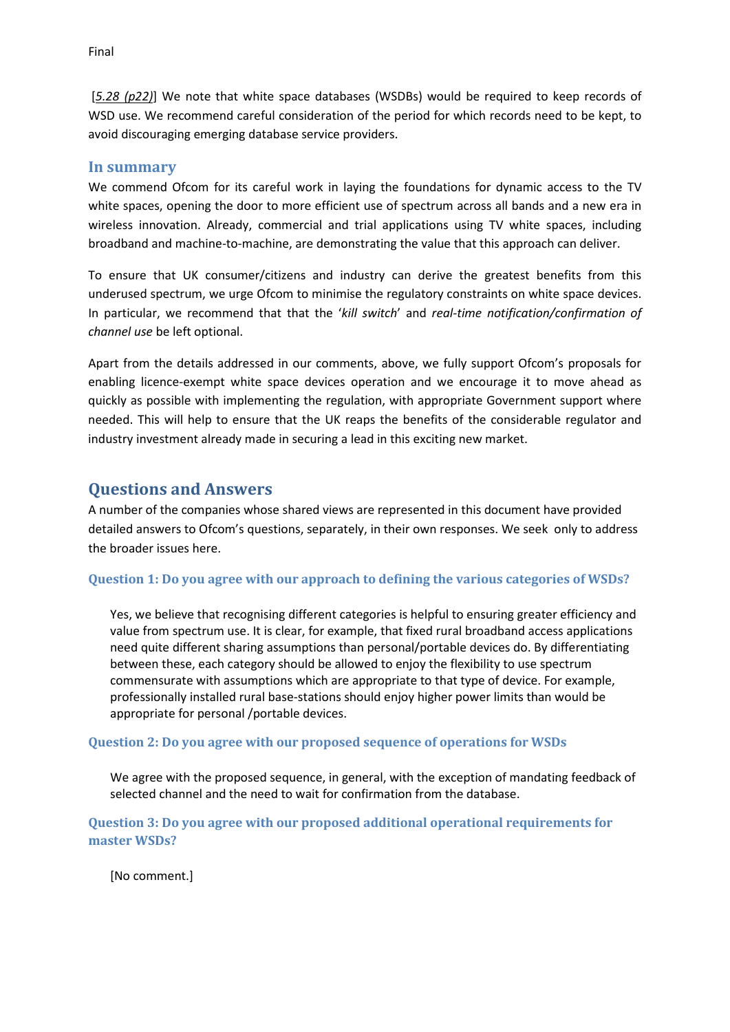[*5.28 (p22)*] We note that white space databases (WSDBs) would be required to keep records of WSD use. We recommend careful consideration of the period for which records need to be kept, to avoid discouraging emerging database service providers.

## In summary

We commend Ofcom for its careful work in laying the foundations for dynamic access to the TV white spaces, opening the door to more efficient use of spectrum across all bands and a new era in wireless innovation. Already, commercial and trial applications using TV white spaces, including broadband and machine-to-machine, are demonstrating the value that this approach can deliver.

To ensure that UK consumer/citizens and industry can derive the greatest benefits from this underused spectrum, we urge Ofcom to minimise the regulatory constraints on white space devices. In particular, we recommend that that the '*kill switch*' and *real-time notification/confirmation of channel use* be left optional.

Apart from the details addressed in our comments, above, we fully support Ofcom's proposals for enabling licence-exempt white space devices operation and we encourage it to move ahead as quickly as possible with implementing the regulation, with appropriate Government support where needed. This will help to ensure that the UK reaps the benefits of the considerable regulator and industry investment already made in securing a lead in this exciting new market.

# Questions and Answers

A number of the companies whose shared views are represented in this document have provided detailed answers to Ofcom's questions, separately, in their own responses. We seek only to address the broader issues here.

### Question 1: Do you agree with our approach to defining the various categories of WSDs?

Yes, we believe that recognising different categories is helpful to ensuring greater efficiency and value from spectrum use. It is clear, for example, that fixed rural broadband access applications need quite different sharing assumptions than personal/portable devices do. By differentiating between these, each category should be allowed to enjoy the flexibility to use spectrum commensurate with assumptions which are appropriate to that type of device. For example, professionally installed rural base-stations should enjoy higher power limits than would be appropriate for personal /portable devices.

### Question 2: Do you agree with our proposed sequence of operations for WSDs

We agree with the proposed sequence, in general, with the exception of mandating feedback of selected channel and the need to wait for confirmation from the database.

### Question 3: Do you agree with our proposed additional operational requirements for master WSDs?

[No comment.]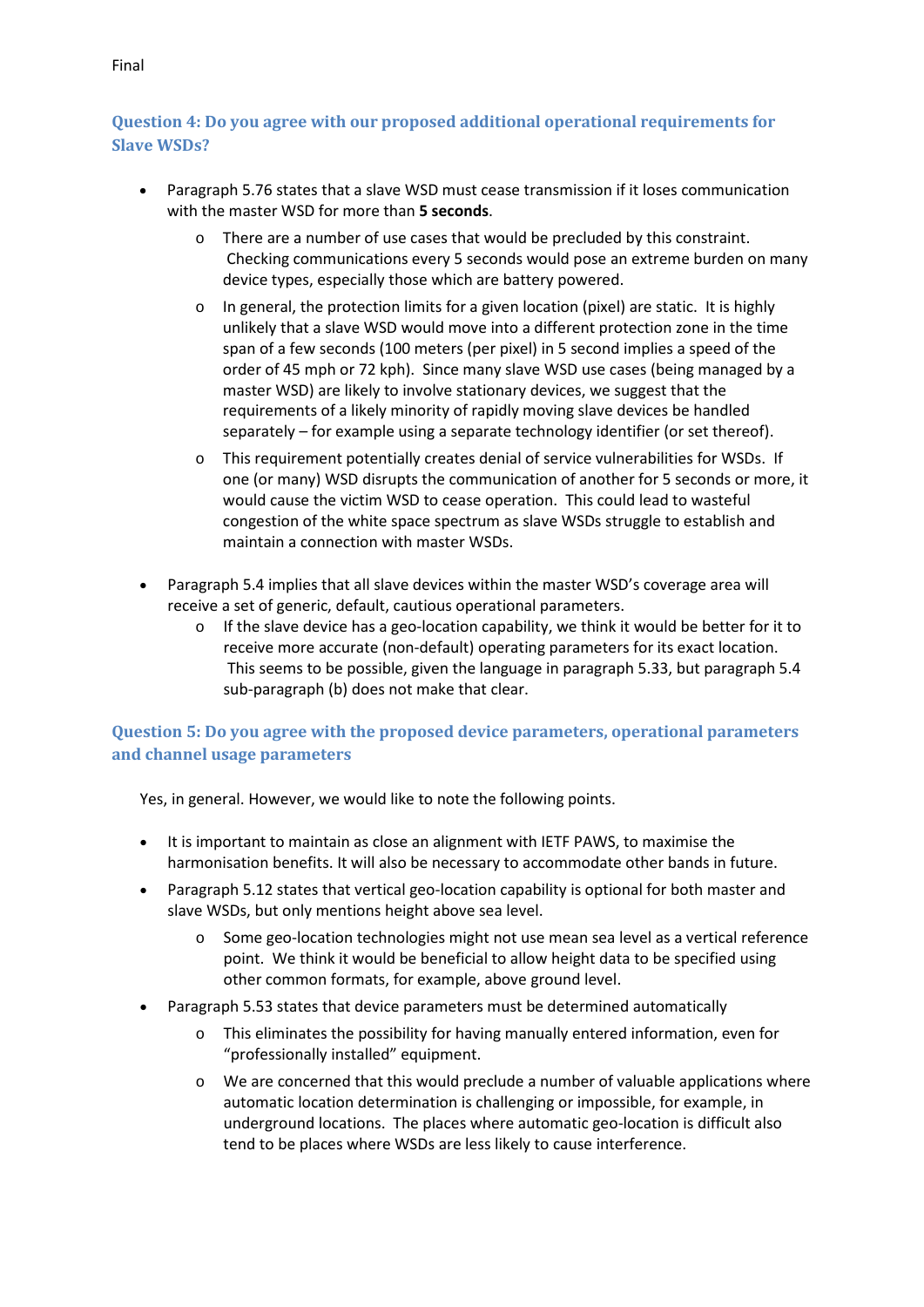### Question 4: Do you agree with our proposed additional operational requirements for Slave WSDs?

- Paragraph 5.76 states that a slave WSD must cease transmission if it loses communication with the master WSD for more than **5 seconds**.
  - There are a number of use cases that would be precluded by this constraint. Checking communications every 5 seconds would pose an extreme burden on many device types, especially those which are battery powered.
  - In general, the protection limits for a given location (pixel) are static. It is highly unlikely that a slave WSD would move into a different protection zone in the time span of a few seconds (100 meters (per pixel) in 5 second implies a speed of the order of 45 mph or 72 kph). Since many slave WSD use cases (being managed by a master WSD) are likely to involve stationary devices, we suggest that the requirements of a likely minority of rapidly moving slave devices be handled separately – for example using a separate technology identifier (or set thereof).
  - This requirement potentially creates denial of service vulnerabilities for WSDs. If one (or many) WSD disrupts the communication of another for 5 seconds or more, it would cause the victim WSD to cease operation. This could lead to wasteful congestion of the white space spectrum as slave WSDs struggle to establish and maintain a connection with master WSDs.
- Paragraph 5.4 implies that all slave devices within the master WSD's coverage area will receive a set of generic, default, cautious operational parameters.
  - If the slave device has a geo-location capability, we think it would be better for it to receive more accurate (non-default) operating parameters for its exact location. This seems to be possible, given the language in paragraph 5.33, but paragraph 5.4 sub-paragraph (b) does not make that clear.

### Question 5: Do you agree with the proposed device parameters, operational parameters and channel usage parameters

Yes, in general. However, we would like to note the following points.

- It is important to maintain as close an alignment with IETF PAWS, to maximise the harmonisation benefits. It will also be necessary to accommodate other bands in future.
- Paragraph 5.12 states that vertical geo-location capability is optional for both master and slave WSDs, but only mentions height above sea level.
  - Some geo-location technologies might not use mean sea level as a vertical reference point. We think it would be beneficial to allow height data to be specified using other common formats, for example, above ground level.
- Paragraph 5.53 states that device parameters must be determined automatically
  - This eliminates the possibility for having manually entered information, even for "professionally installed" equipment.
  - We are concerned that this would preclude a number of valuable applications where automatic location determination is challenging or impossible, for example, in underground locations. The places where automatic geo-location is difficult also tend to be places where WSDs are less likely to cause interference.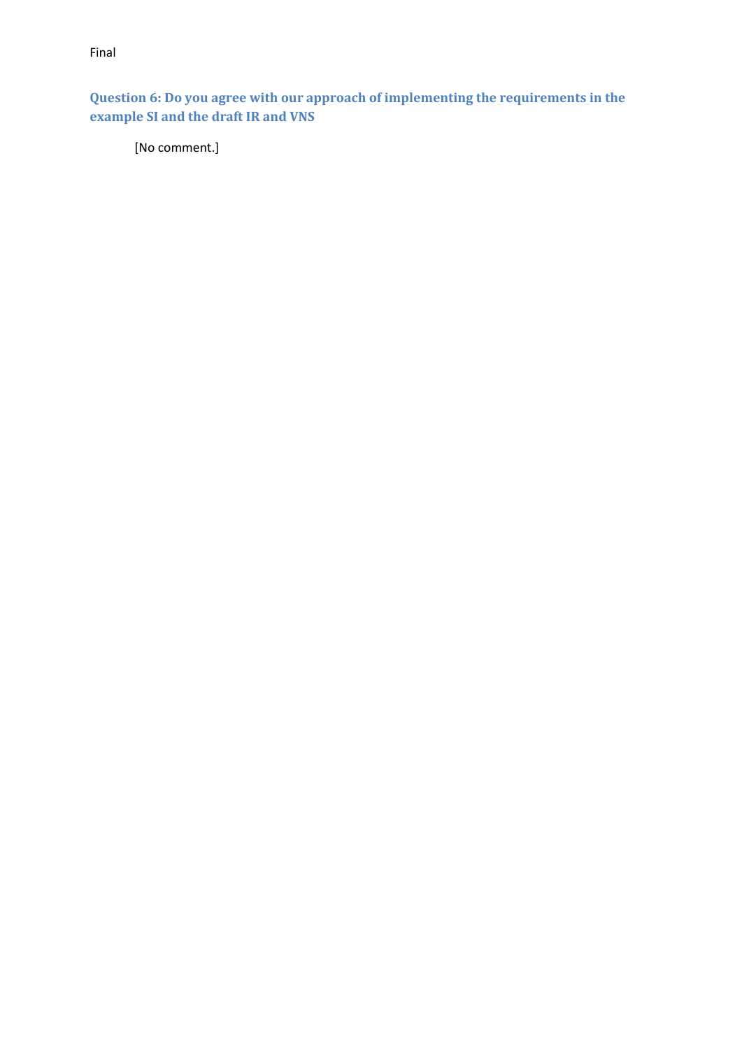### Question 6: Do you agree with our approach of implementing the requirements in the example SI and the draft IR and VNS

[No comment.]